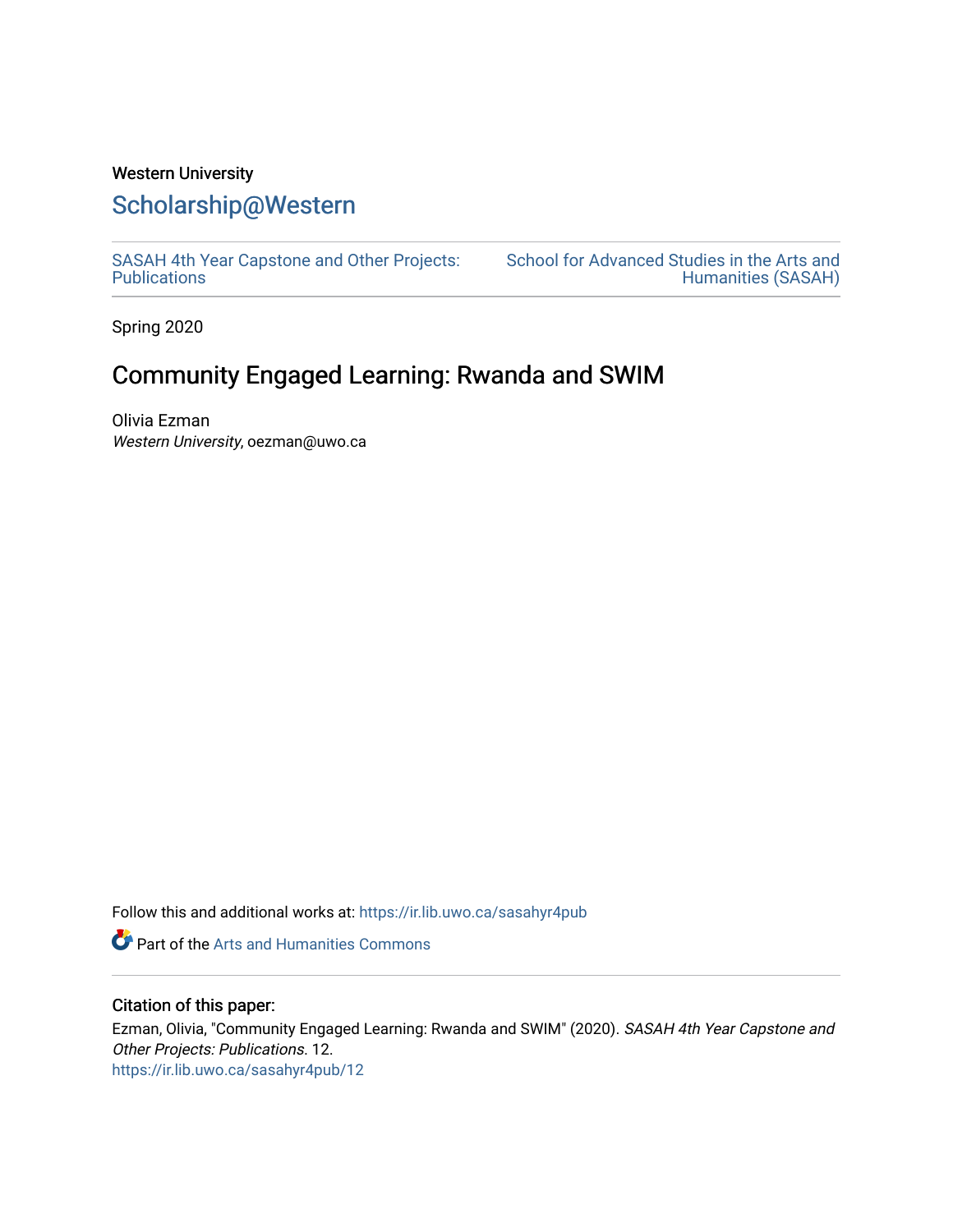Western University

# Scholarship@Western

SASAH 4th Year Capstone and Other Projects: Publications

School for Advanced Studies in the Arts and Humanities (SASAH)

Spring 2020

## Community Engaged Learning: Rwanda and SWIM

Olivia Ezman

*Western University*, oezman@uwo.ca

Follow this and additional works at: https://ir.lib.uwo.ca/sasahyr4pub

Part of the Arts and Humanities Commons

### Citation of this paper:

Ezman, Olivia, "Community Engaged Learning: Rwanda and SWIM" (2020). *SASAH 4th Year Capstone and Other Projects: Publications*. 12.
https://ir.lib.uwo.ca/sasahyr4pub/12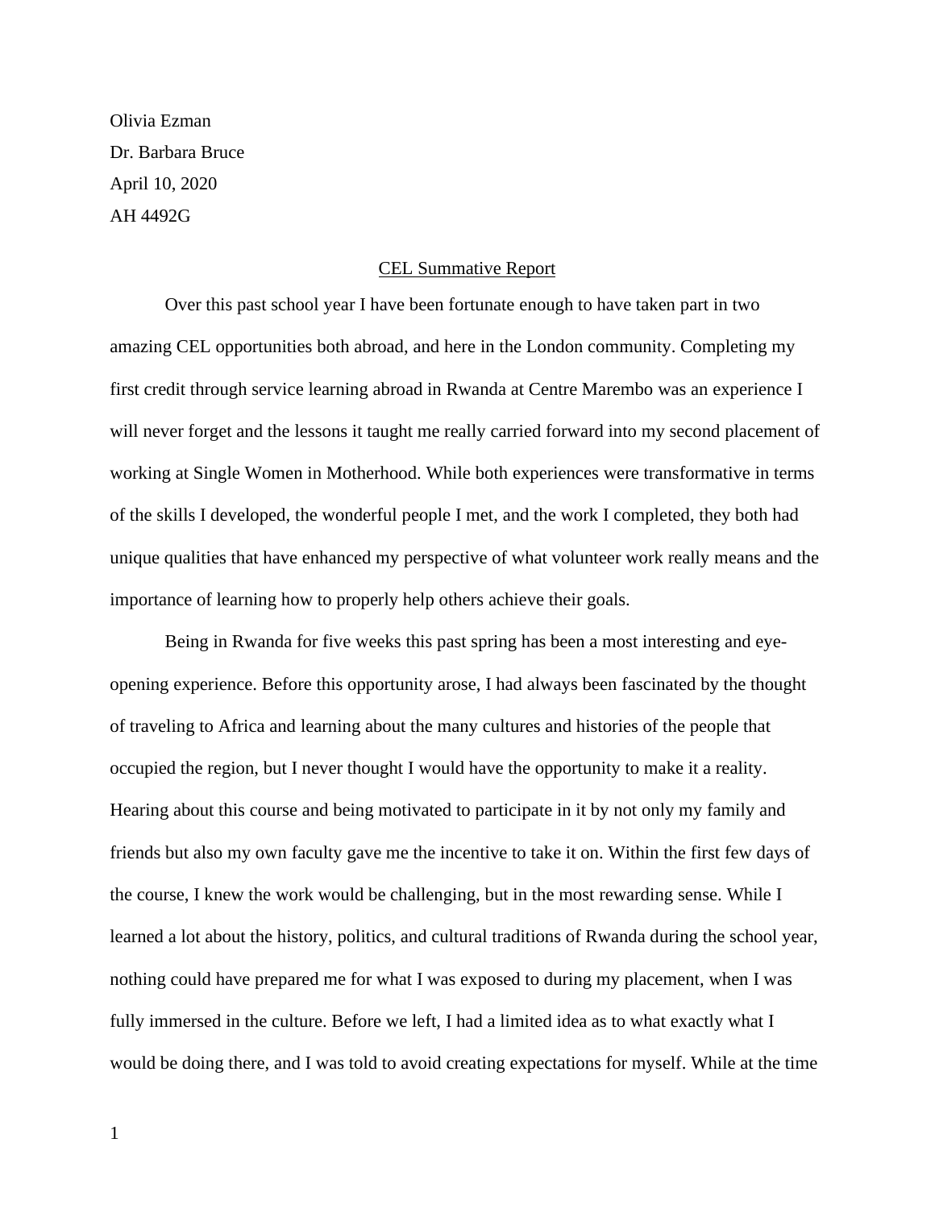Olivia Ezman

Dr. Barbara Bruce

April 10, 2020

AH 4492G

## CEL Summative Report

Over this past school year I have been fortunate enough to have taken part in two amazing CEL opportunities both abroad, and here in the London community. Completing my first credit through service learning abroad in Rwanda at Centre Marembo was an experience I will never forget and the lessons it taught me really carried forward into my second placement of working at Single Women in Motherhood. While both experiences were transformative in terms of the skills I developed, the wonderful people I met, and the work I completed, they both had unique qualities that have enhanced my perspective of what volunteer work really means and the importance of learning how to properly help others achieve their goals.

Being in Rwanda for five weeks this past spring has been a most interesting and eye-opening experience. Before this opportunity arose, I had always been fascinated by the thought of traveling to Africa and learning about the many cultures and histories of the people that occupied the region, but I never thought I would have the opportunity to make it a reality. Hearing about this course and being motivated to participate in it by not only my family and friends but also my own faculty gave me the incentive to take it on. Within the first few days of the course, I knew the work would be challenging, but in the most rewarding sense. While I learned a lot about the history, politics, and cultural traditions of Rwanda during the school year, nothing could have prepared me for what I was exposed to during my placement, when I was fully immersed in the culture. Before we left, I had a limited idea as to what exactly what I would be doing there, and I was told to avoid creating expectations for myself. While at the time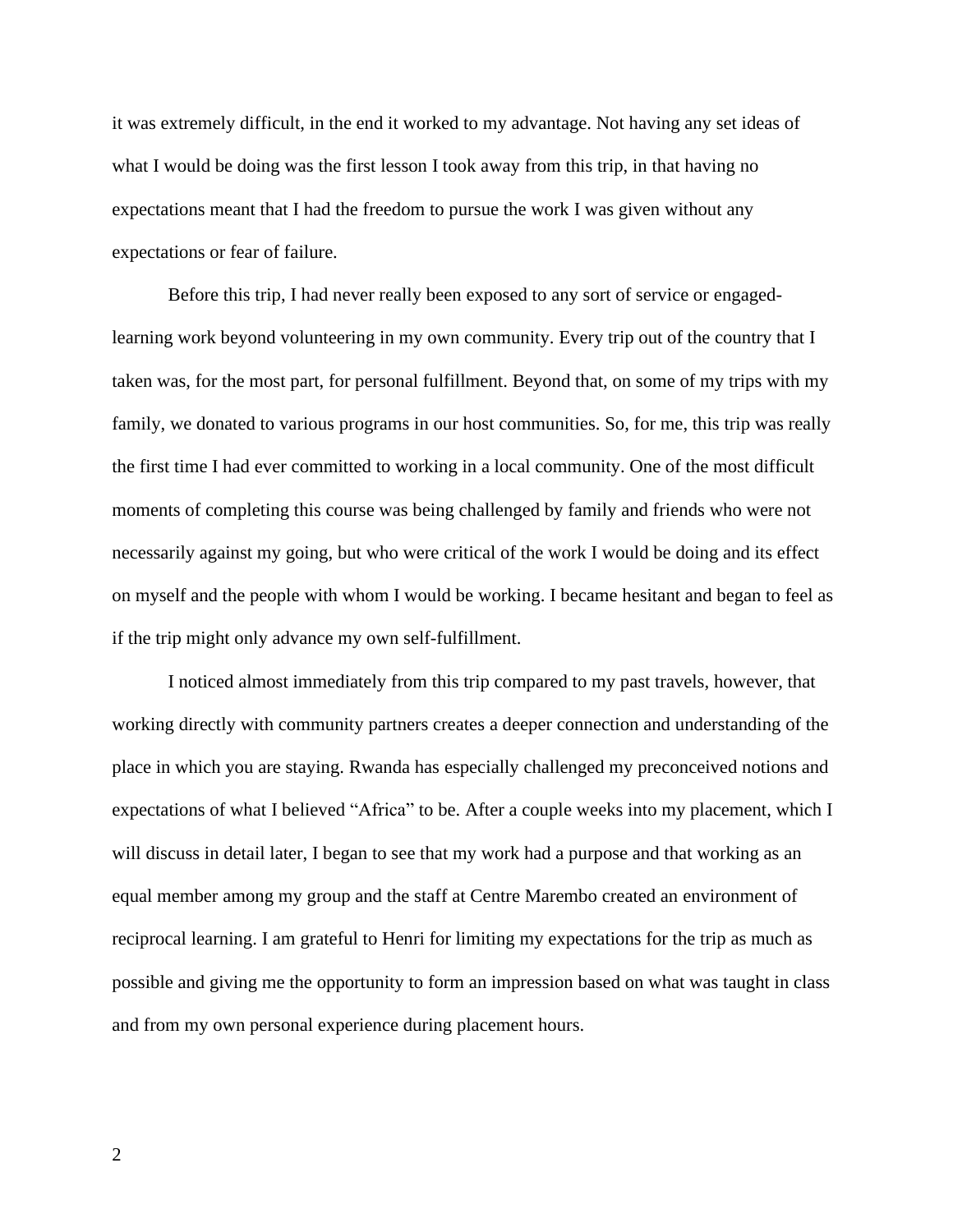it was extremely difficult, in the end it worked to my advantage. Not having any set ideas of what I would be doing was the first lesson I took away from this trip, in that having no expectations meant that I had the freedom to pursue the work I was given without any expectations or fear of failure.

Before this trip, I had never really been exposed to any sort of service or engaged-learning work beyond volunteering in my own community. Every trip out of the country that I taken was, for the most part, for personal fulfillment. Beyond that, on some of my trips with my family, we donated to various programs in our host communities. So, for me, this trip was really the first time I had ever committed to working in a local community. One of the most difficult moments of completing this course was being challenged by family and friends who were not necessarily against my going, but who were critical of the work I would be doing and its effect on myself and the people with whom I would be working. I became hesitant and began to feel as if the trip might only advance my own self-fulfillment.

I noticed almost immediately from this trip compared to my past travels, however, that working directly with community partners creates a deeper connection and understanding of the place in which you are staying. Rwanda has especially challenged my preconceived notions and expectations of what I believed "Africa" to be. After a couple weeks into my placement, which I will discuss in detail later, I began to see that my work had a purpose and that working as an equal member among my group and the staff at Centre Marembo created an environment of reciprocal learning. I am grateful to Henri for limiting my expectations for the trip as much as possible and giving me the opportunity to form an impression based on what was taught in class and from my own personal experience during placement hours.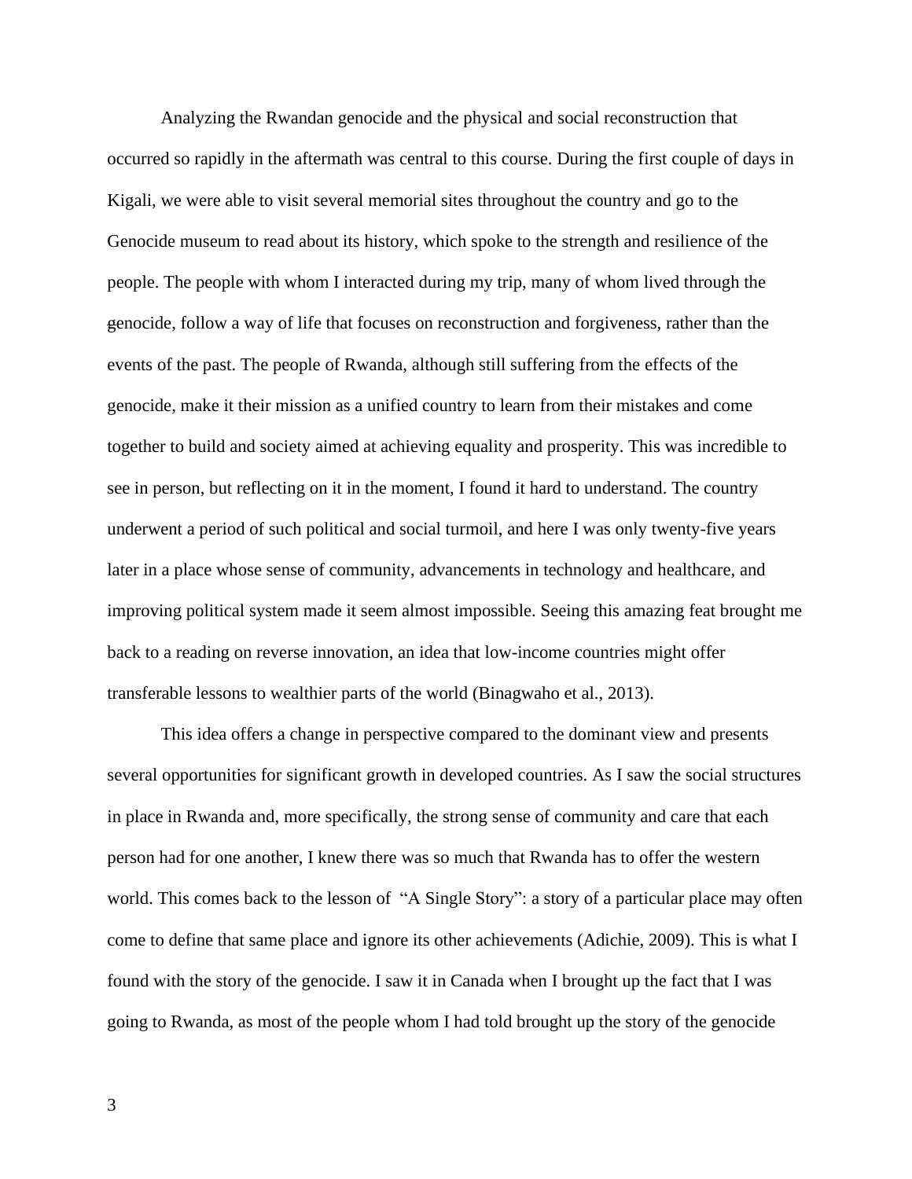Analyzing the Rwandan genocide and the physical and social reconstruction that occurred so rapidly in the aftermath was central to this course. During the first couple of days in Kigali, we were able to visit several memorial sites throughout the country and go to the Genocide museum to read about its history, which spoke to the strength and resilience of the people. The people with whom I interacted during my trip, many of whom lived through the genocide, follow a way of life that focuses on reconstruction and forgiveness, rather than the events of the past. The people of Rwanda, although still suffering from the effects of the genocide, make it their mission as a unified country to learn from their mistakes and come together to build and society aimed at achieving equality and prosperity. This was incredible to see in person, but reflecting on it in the moment, I found it hard to understand. The country underwent a period of such political and social turmoil, and here I was only twenty-five years later in a place whose sense of community, advancements in technology and healthcare, and improving political system made it seem almost impossible. Seeing this amazing feat brought me back to a reading on reverse innovation, an idea that low-income countries might offer transferable lessons to wealthier parts of the world (Binagwaho et al., 2013).

This idea offers a change in perspective compared to the dominant view and presents several opportunities for significant growth in developed countries. As I saw the social structures in place in Rwanda and, more specifically, the strong sense of community and care that each person had for one another, I knew there was so much that Rwanda has to offer the western world. This comes back to the lesson of "A Single Story": a story of a particular place may often come to define that same place and ignore its other achievements (Adichie, 2009). This is what I found with the story of the genocide. I saw it in Canada when I brought up the fact that I was going to Rwanda, as most of the people whom I had told brought up the story of the genocide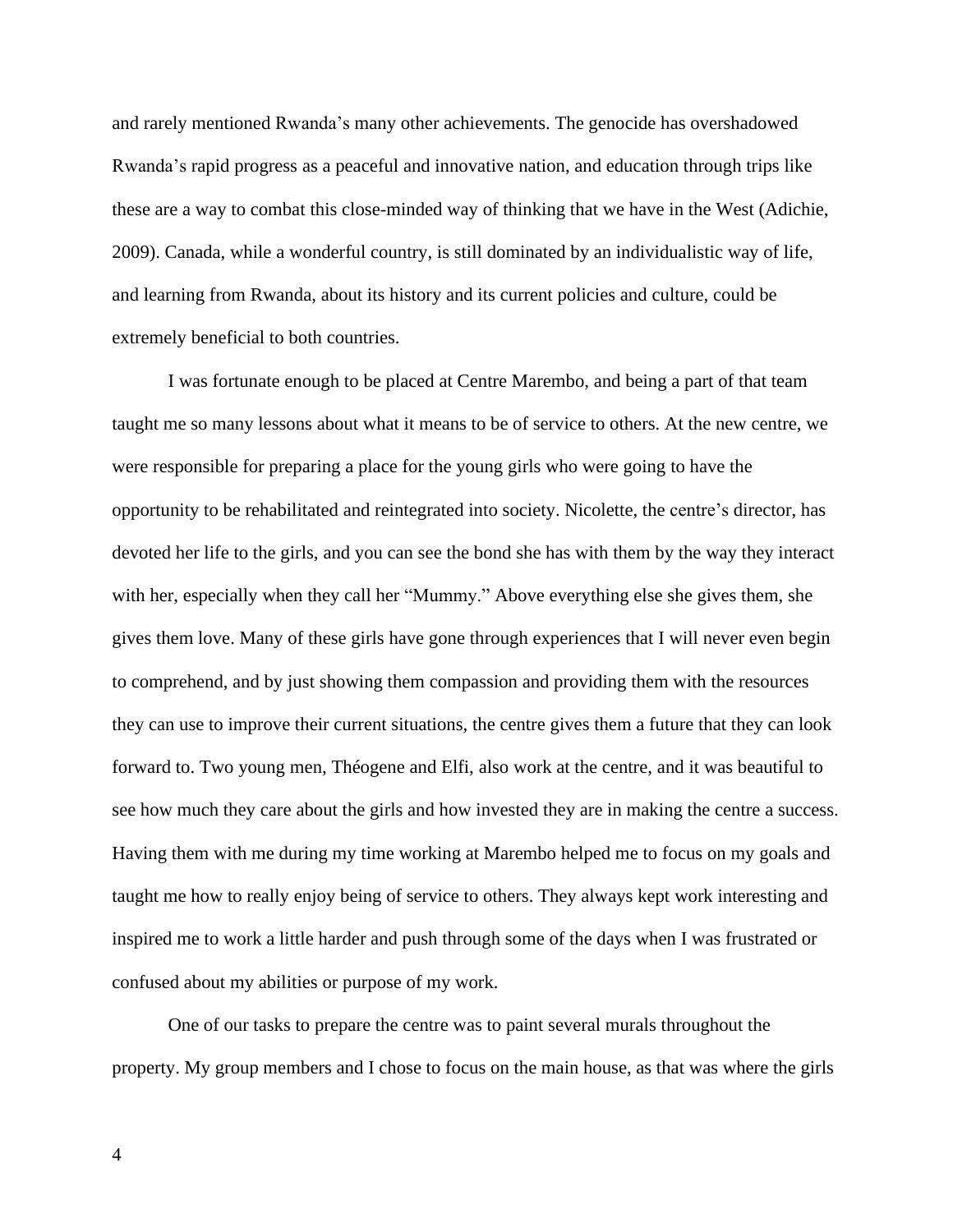and rarely mentioned Rwanda's many other achievements. The genocide has overshadowed Rwanda's rapid progress as a peaceful and innovative nation, and education through trips like these are a way to combat this close-minded way of thinking that we have in the West (Adichie, 2009). Canada, while a wonderful country, is still dominated by an individualistic way of life, and learning from Rwanda, about its history and its current policies and culture, could be extremely beneficial to both countries.

I was fortunate enough to be placed at Centre Marembo, and being a part of that team taught me so many lessons about what it means to be of service to others. At the new centre, we were responsible for preparing a place for the young girls who were going to have the opportunity to be rehabilitated and reintegrated into society. Nicolette, the centre's director, has devoted her life to the girls, and you can see the bond she has with them by the way they interact with her, especially when they call her "Mummy." Above everything else she gives them, she gives them love. Many of these girls have gone through experiences that I will never even begin to comprehend, and by just showing them compassion and providing them with the resources they can use to improve their current situations, the centre gives them a future that they can look forward to. Two young men, Théogene and Elfi, also work at the centre, and it was beautiful to see how much they care about the girls and how invested they are in making the centre a success. Having them with me during my time working at Marembo helped me to focus on my goals and taught me how to really enjoy being of service to others. They always kept work interesting and inspired me to work a little harder and push through some of the days when I was frustrated or confused about my abilities or purpose of my work.

One of our tasks to prepare the centre was to paint several murals throughout the property. My group members and I chose to focus on the main house, as that was where the girls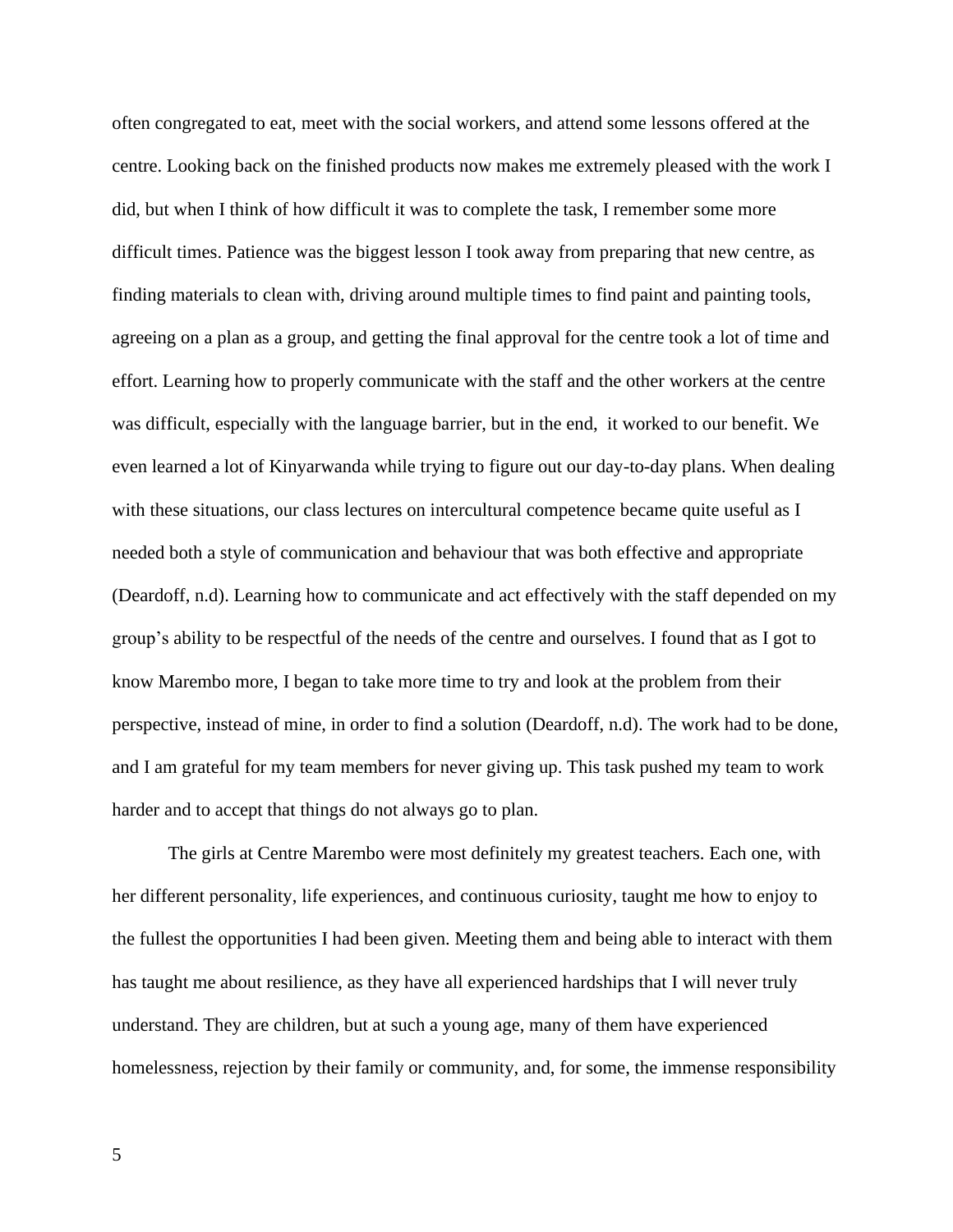often congregated to eat, meet with the social workers, and attend some lessons offered at the centre. Looking back on the finished products now makes me extremely pleased with the work I did, but when I think of how difficult it was to complete the task, I remember some more difficult times. Patience was the biggest lesson I took away from preparing that new centre, as finding materials to clean with, driving around multiple times to find paint and painting tools, agreeing on a plan as a group, and getting the final approval for the centre took a lot of time and effort. Learning how to properly communicate with the staff and the other workers at the centre was difficult, especially with the language barrier, but in the end, it worked to our benefit. We even learned a lot of Kinyarwanda while trying to figure out our day-to-day plans. When dealing with these situations, our class lectures on intercultural competence became quite useful as I needed both a style of communication and behaviour that was both effective and appropriate (Deardoff, n.d). Learning how to communicate and act effectively with the staff depended on my group's ability to be respectful of the needs of the centre and ourselves. I found that as I got to know Marembo more, I began to take more time to try and look at the problem from their perspective, instead of mine, in order to find a solution (Deardoff, n.d). The work had to be done, and I am grateful for my team members for never giving up. This task pushed my team to work harder and to accept that things do not always go to plan.

The girls at Centre Marembo were most definitely my greatest teachers. Each one, with her different personality, life experiences, and continuous curiosity, taught me how to enjoy to the fullest the opportunities I had been given. Meeting them and being able to interact with them has taught me about resilience, as they have all experienced hardships that I will never truly understand. They are children, but at such a young age, many of them have experienced homelessness, rejection by their family or community, and, for some, the immense responsibility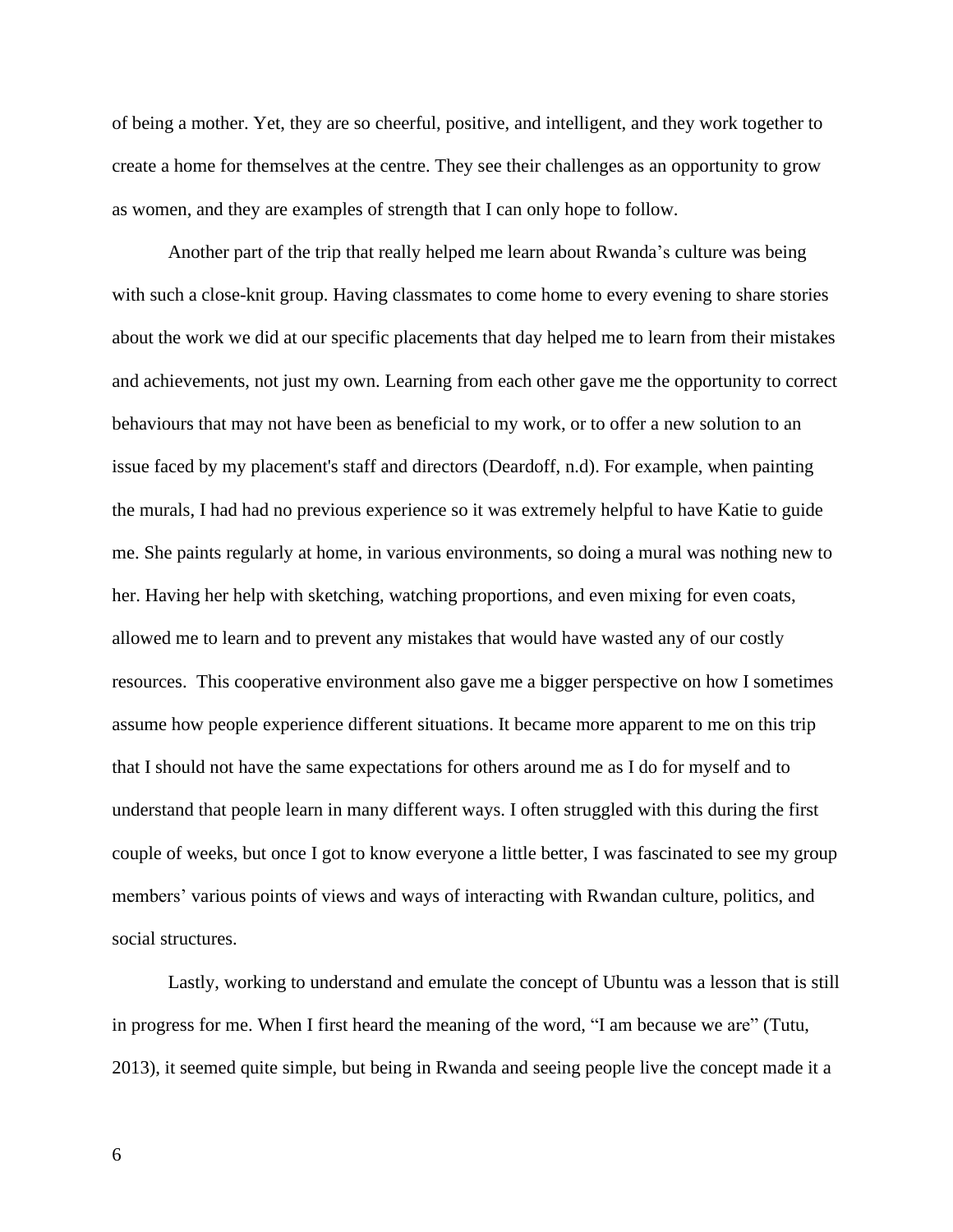of being a mother. Yet, they are so cheerful, positive, and intelligent, and they work together to create a home for themselves at the centre. They see their challenges as an opportunity to grow as women, and they are examples of strength that I can only hope to follow.

Another part of the trip that really helped me learn about Rwanda's culture was being with such a close-knit group. Having classmates to come home to every evening to share stories about the work we did at our specific placements that day helped me to learn from their mistakes and achievements, not just my own. Learning from each other gave me the opportunity to correct behaviours that may not have been as beneficial to my work, or to offer a new solution to an issue faced by my placement's staff and directors (Deardoff, n.d). For example, when painting the murals, I had had no previous experience so it was extremely helpful to have Katie to guide me. She paints regularly at home, in various environments, so doing a mural was nothing new to her. Having her help with sketching, watching proportions, and even mixing for even coats, allowed me to learn and to prevent any mistakes that would have wasted any of our costly resources. This cooperative environment also gave me a bigger perspective on how I sometimes assume how people experience different situations. It became more apparent to me on this trip that I should not have the same expectations for others around me as I do for myself and to understand that people learn in many different ways. I often struggled with this during the first couple of weeks, but once I got to know everyone a little better, I was fascinated to see my group members' various points of views and ways of interacting with Rwandan culture, politics, and social structures.

Lastly, working to understand and emulate the concept of Ubuntu was a lesson that is still in progress for me. When I first heard the meaning of the word, "I am because we are" (Tutu, 2013), it seemed quite simple, but being in Rwanda and seeing people live the concept made it a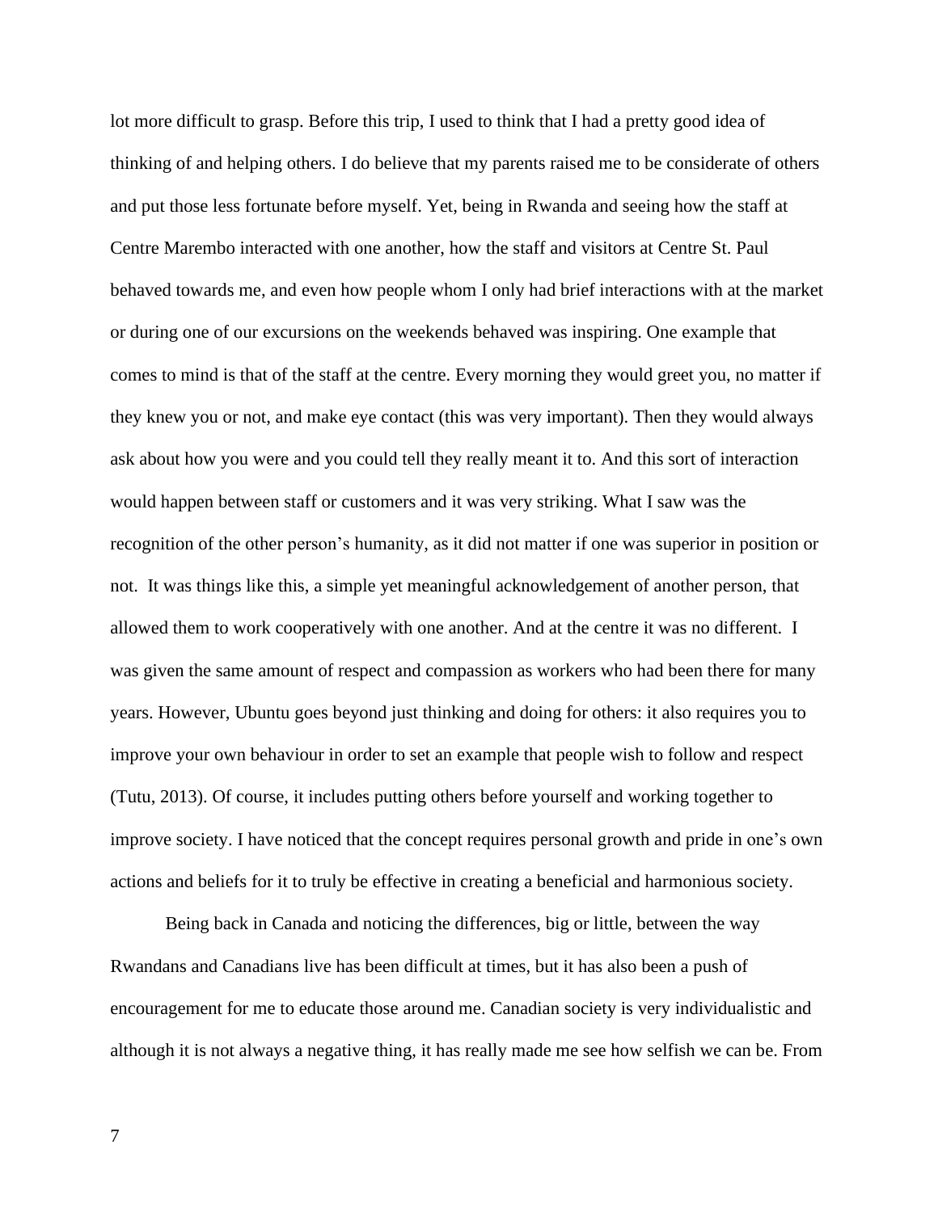lot more difficult to grasp. Before this trip, I used to think that I had a pretty good idea of thinking of and helping others. I do believe that my parents raised me to be considerate of others and put those less fortunate before myself. Yet, being in Rwanda and seeing how the staff at Centre Marembo interacted with one another, how the staff and visitors at Centre St. Paul behaved towards me, and even how people whom I only had brief interactions with at the market or during one of our excursions on the weekends behaved was inspiring. One example that comes to mind is that of the staff at the centre. Every morning they would greet you, no matter if they knew you or not, and make eye contact (this was very important). Then they would always ask about how you were and you could tell they really meant it to. And this sort of interaction would happen between staff or customers and it was very striking. What I saw was the recognition of the other person's humanity, as it did not matter if one was superior in position or not. It was things like this, a simple yet meaningful acknowledgement of another person, that allowed them to work cooperatively with one another. And at the centre it was no different. I was given the same amount of respect and compassion as workers who had been there for many years. However, Ubuntu goes beyond just thinking and doing for others: it also requires you to improve your own behaviour in order to set an example that people wish to follow and respect (Tutu, 2013). Of course, it includes putting others before yourself and working together to improve society. I have noticed that the concept requires personal growth and pride in one's own actions and beliefs for it to truly be effective in creating a beneficial and harmonious society.

Being back in Canada and noticing the differences, big or little, between the way Rwandans and Canadians live has been difficult at times, but it has also been a push of encouragement for me to educate those around me. Canadian society is very individualistic and although it is not always a negative thing, it has really made me see how selfish we can be. From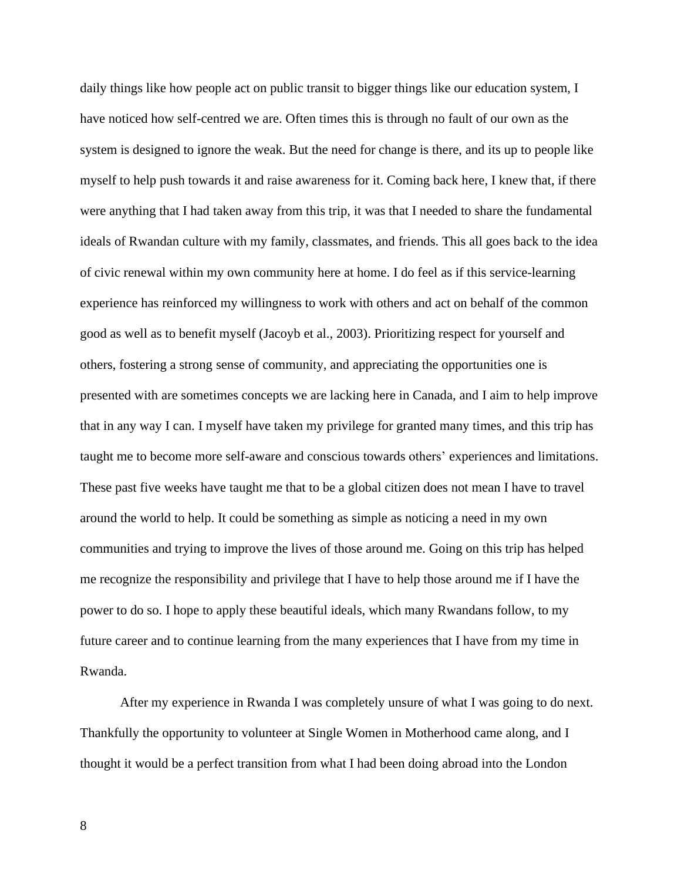daily things like how people act on public transit to bigger things like our education system, I have noticed how self-centred we are. Often times this is through no fault of our own as the system is designed to ignore the weak. But the need for change is there, and its up to people like myself to help push towards it and raise awareness for it. Coming back here, I knew that, if there were anything that I had taken away from this trip, it was that I needed to share the fundamental ideals of Rwandan culture with my family, classmates, and friends. This all goes back to the idea of civic renewal within my own community here at home. I do feel as if this service-learning experience has reinforced my willingness to work with others and act on behalf of the common good as well as to benefit myself (Jacoyb et al., 2003). Prioritizing respect for yourself and others, fostering a strong sense of community, and appreciating the opportunities one is presented with are sometimes concepts we are lacking here in Canada, and I aim to help improve that in any way I can. I myself have taken my privilege for granted many times, and this trip has taught me to become more self-aware and conscious towards others' experiences and limitations. These past five weeks have taught me that to be a global citizen does not mean I have to travel around the world to help. It could be something as simple as noticing a need in my own communities and trying to improve the lives of those around me. Going on this trip has helped me recognize the responsibility and privilege that I have to help those around me if I have the power to do so. I hope to apply these beautiful ideals, which many Rwandans follow, to my future career and to continue learning from the many experiences that I have from my time in Rwanda.

After my experience in Rwanda I was completely unsure of what I was going to do next. Thankfully the opportunity to volunteer at Single Women in Motherhood came along, and I thought it would be a perfect transition from what I had been doing abroad into the London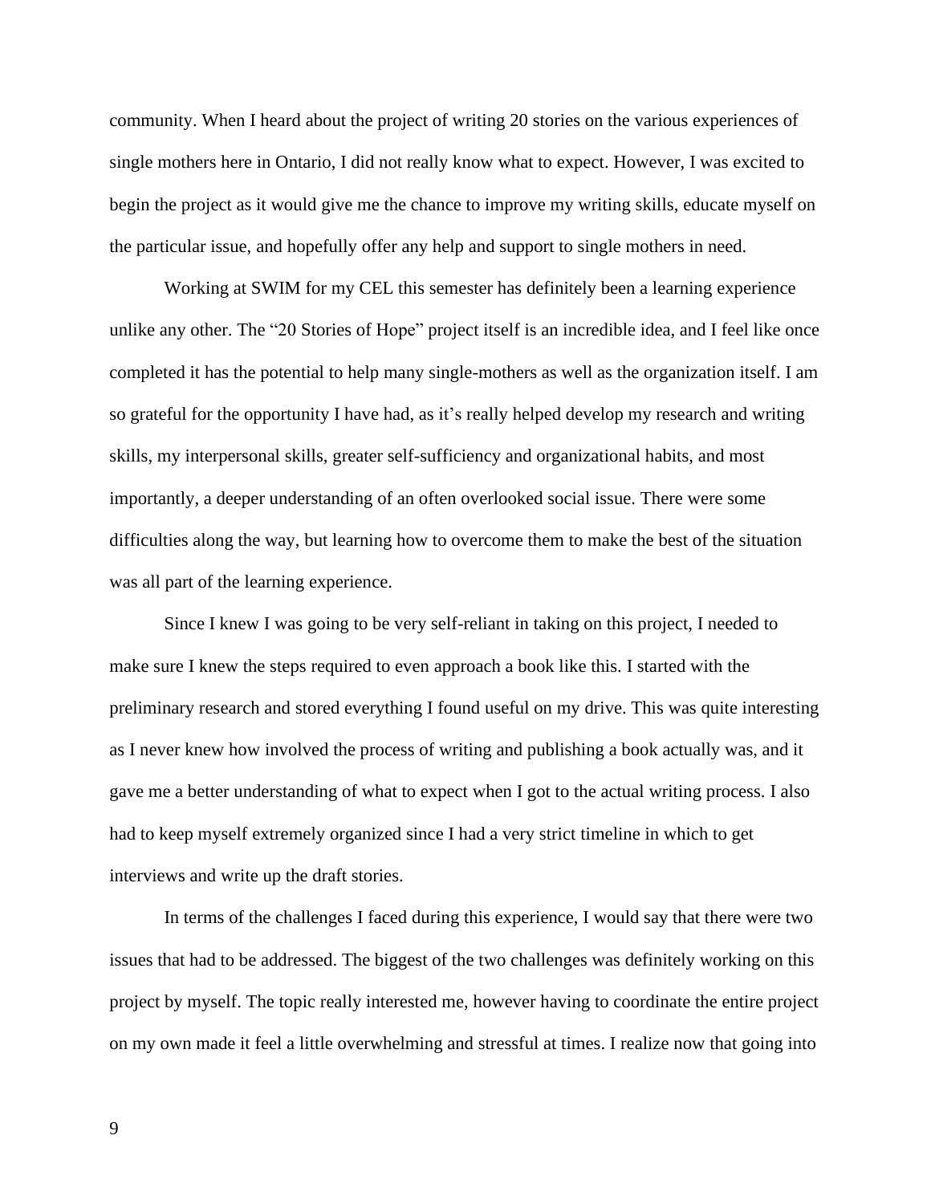community. When I heard about the project of writing 20 stories on the various experiences of single mothers here in Ontario, I did not really know what to expect. However, I was excited to begin the project as it would give me the chance to improve my writing skills, educate myself on the particular issue, and hopefully offer any help and support to single mothers in need.

Working at SWIM for my CEL this semester has definitely been a learning experience unlike any other. The "20 Stories of Hope" project itself is an incredible idea, and I feel like once completed it has the potential to help many single-mothers as well as the organization itself. I am so grateful for the opportunity I have had, as it's really helped develop my research and writing skills, my interpersonal skills, greater self-sufficiency and organizational habits, and most importantly, a deeper understanding of an often overlooked social issue. There were some difficulties along the way, but learning how to overcome them to make the best of the situation was all part of the learning experience.

Since I knew I was going to be very self-reliant in taking on this project, I needed to make sure I knew the steps required to even approach a book like this. I started with the preliminary research and stored everything I found useful on my drive. This was quite interesting as I never knew how involved the process of writing and publishing a book actually was, and it gave me a better understanding of what to expect when I got to the actual writing process. I also had to keep myself extremely organized since I had a very strict timeline in which to get interviews and write up the draft stories.

In terms of the challenges I faced during this experience, I would say that there were two issues that had to be addressed. The biggest of the two challenges was definitely working on this project by myself. The topic really interested me, however having to coordinate the entire project on my own made it feel a little overwhelming and stressful at times. I realize now that going into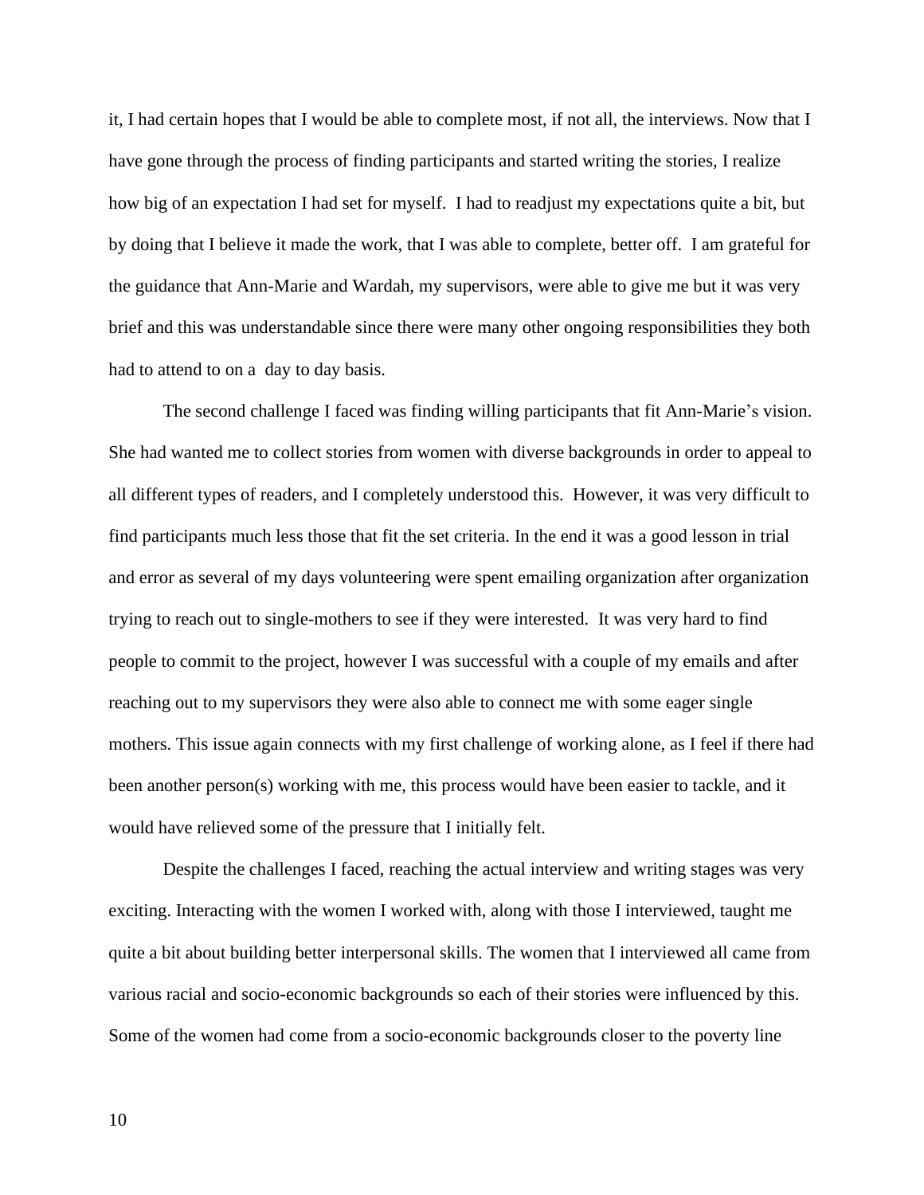it, I had certain hopes that I would be able to complete most, if not all, the interviews. Now that I have gone through the process of finding participants and started writing the stories, I realize how big of an expectation I had set for myself. I had to readjust my expectations quite a bit, but by doing that I believe it made the work, that I was able to complete, better off. I am grateful for the guidance that Ann-Marie and Wardah, my supervisors, were able to give me but it was very brief and this was understandable since there were many other ongoing responsibilities they both had to attend to on a day to day basis.

The second challenge I faced was finding willing participants that fit Ann-Marie's vision. She had wanted me to collect stories from women with diverse backgrounds in order to appeal to all different types of readers, and I completely understood this. However, it was very difficult to find participants much less those that fit the set criteria. In the end it was a good lesson in trial and error as several of my days volunteering were spent emailing organization after organization trying to reach out to single-mothers to see if they were interested. It was very hard to find people to commit to the project, however I was successful with a couple of my emails and after reaching out to my supervisors they were also able to connect me with some eager single mothers. This issue again connects with my first challenge of working alone, as I feel if there had been another person(s) working with me, this process would have been easier to tackle, and it would have relieved some of the pressure that I initially felt.

Despite the challenges I faced, reaching the actual interview and writing stages was very exciting. Interacting with the women I worked with, along with those I interviewed, taught me quite a bit about building better interpersonal skills. The women that I interviewed all came from various racial and socio-economic backgrounds so each of their stories were influenced by this. Some of the women had come from a socio-economic backgrounds closer to the poverty line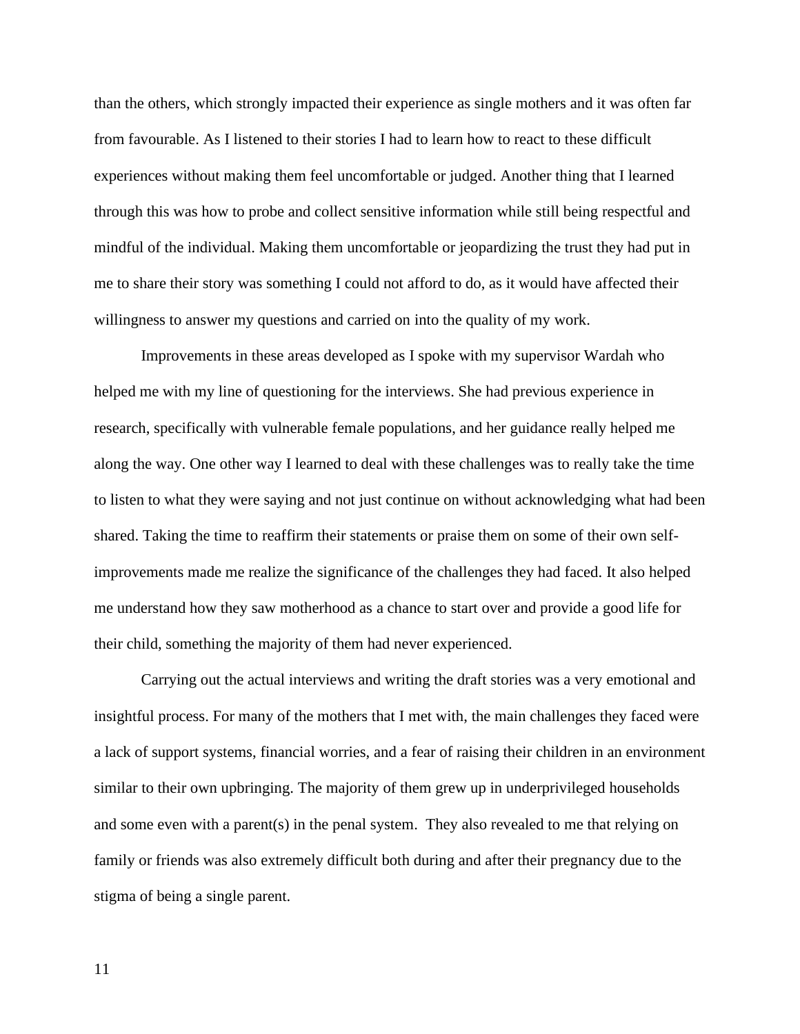than the others, which strongly impacted their experience as single mothers and it was often far from favourable. As I listened to their stories I had to learn how to react to these difficult experiences without making them feel uncomfortable or judged. Another thing that I learned through this was how to probe and collect sensitive information while still being respectful and mindful of the individual. Making them uncomfortable or jeopardizing the trust they had put in me to share their story was something I could not afford to do, as it would have affected their willingness to answer my questions and carried on into the quality of my work.

Improvements in these areas developed as I spoke with my supervisor Wardah who helped me with my line of questioning for the interviews. She had previous experience in research, specifically with vulnerable female populations, and her guidance really helped me along the way. One other way I learned to deal with these challenges was to really take the time to listen to what they were saying and not just continue on without acknowledging what had been shared. Taking the time to reaffirm their statements or praise them on some of their own self-improvements made me realize the significance of the challenges they had faced. It also helped me understand how they saw motherhood as a chance to start over and provide a good life for their child, something the majority of them had never experienced.

Carrying out the actual interviews and writing the draft stories was a very emotional and insightful process. For many of the mothers that I met with, the main challenges they faced were a lack of support systems, financial worries, and a fear of raising their children in an environment similar to their own upbringing. The majority of them grew up in underprivileged households and some even with a parent(s) in the penal system. They also revealed to me that relying on family or friends was also extremely difficult both during and after their pregnancy due to the stigma of being a single parent.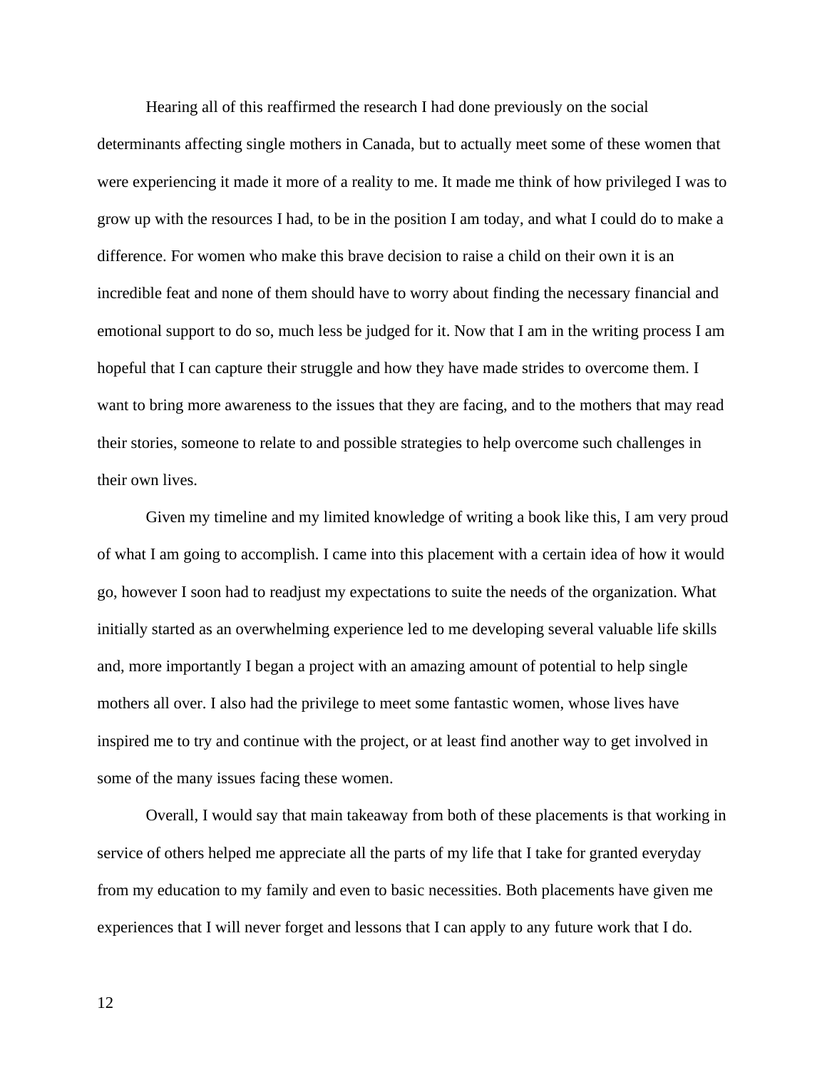Hearing all of this reaffirmed the research I had done previously on the social determinants affecting single mothers in Canada, but to actually meet some of these women that were experiencing it made it more of a reality to me. It made me think of how privileged I was to grow up with the resources I had, to be in the position I am today, and what I could do to make a difference. For women who make this brave decision to raise a child on their own it is an incredible feat and none of them should have to worry about finding the necessary financial and emotional support to do so, much less be judged for it. Now that I am in the writing process I am hopeful that I can capture their struggle and how they have made strides to overcome them. I want to bring more awareness to the issues that they are facing, and to the mothers that may read their stories, someone to relate to and possible strategies to help overcome such challenges in their own lives.

Given my timeline and my limited knowledge of writing a book like this, I am very proud of what I am going to accomplish. I came into this placement with a certain idea of how it would go, however I soon had to readjust my expectations to suite the needs of the organization. What initially started as an overwhelming experience led to me developing several valuable life skills and, more importantly I began a project with an amazing amount of potential to help single mothers all over. I also had the privilege to meet some fantastic women, whose lives have inspired me to try and continue with the project, or at least find another way to get involved in some of the many issues facing these women.

Overall, I would say that main takeaway from both of these placements is that working in service of others helped me appreciate all the parts of my life that I take for granted everyday from my education to my family and even to basic necessities. Both placements have given me experiences that I will never forget and lessons that I can apply to any future work that I do.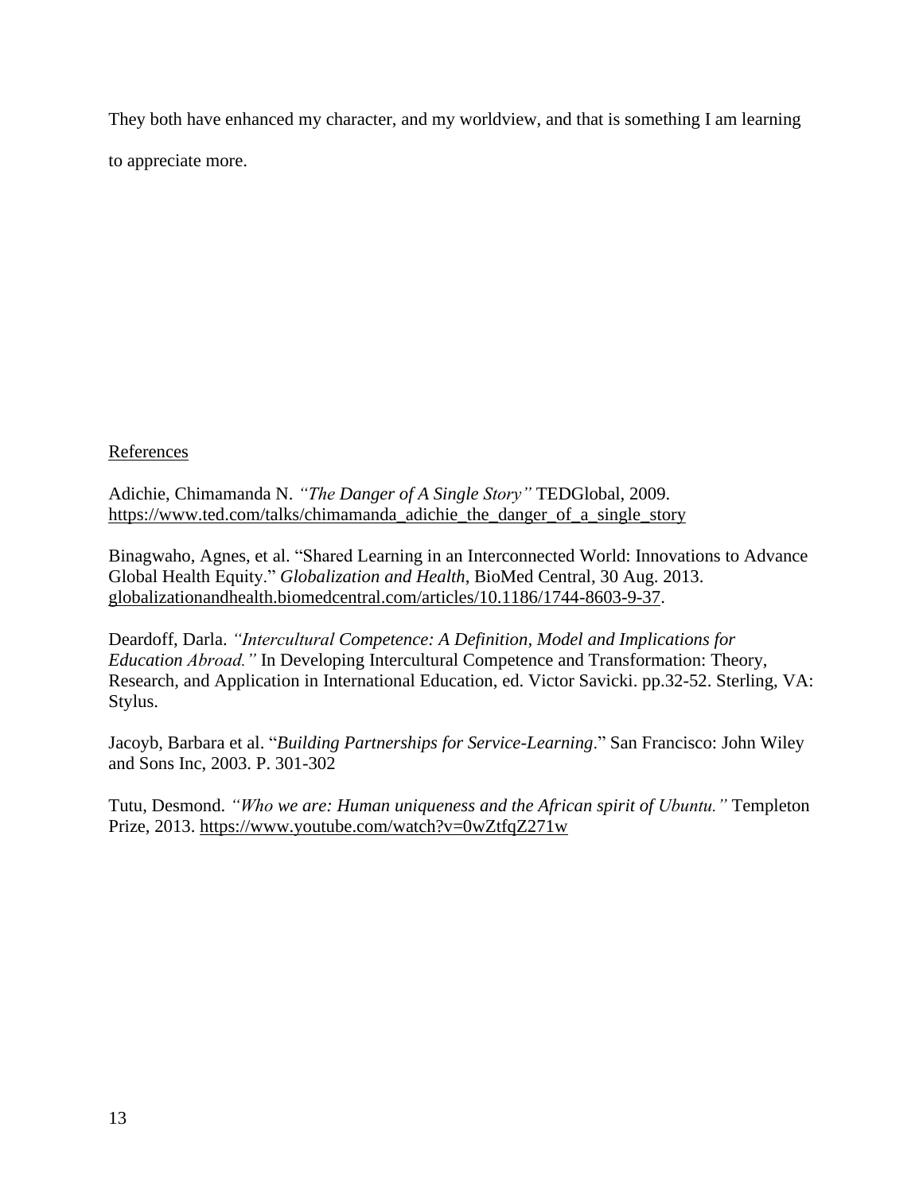They both have enhanced my character, and my worldview, and that is something I am learning to appreciate more.

References

Adichie, Chimamanda N. *"The Danger of A Single Story"* TEDGlobal, 2009. https://www.ted.com/talks/chimamanda_adichie_the_danger_of_a_single_story

Binagwaho, Agnes, et al. "Shared Learning in an Interconnected World: Innovations to Advance Global Health Equity." *Globalization and Health*, BioMed Central, 30 Aug. 2013. globalizationandhealth.biomedcentral.com/articles/10.1186/1744-8603-9-37.

Deardoff, Darla. *"Intercultural Competence: A Definition, Model and Implications for Education Abroad."* In Developing Intercultural Competence and Transformation: Theory, Research, and Application in International Education, ed. Victor Savicki. pp.32-52. Sterling, VA: Stylus.

Jacoyb, Barbara et al. "*Building Partnerships for Service-Learning*." San Francisco: John Wiley and Sons Inc, 2003. P. 301-302

Tutu, Desmond. *"Who we are: Human uniqueness and the African spirit of Ubuntu."* Templeton Prize, 2013. https://www.youtube.com/watch?v=0wZtfqZ271w